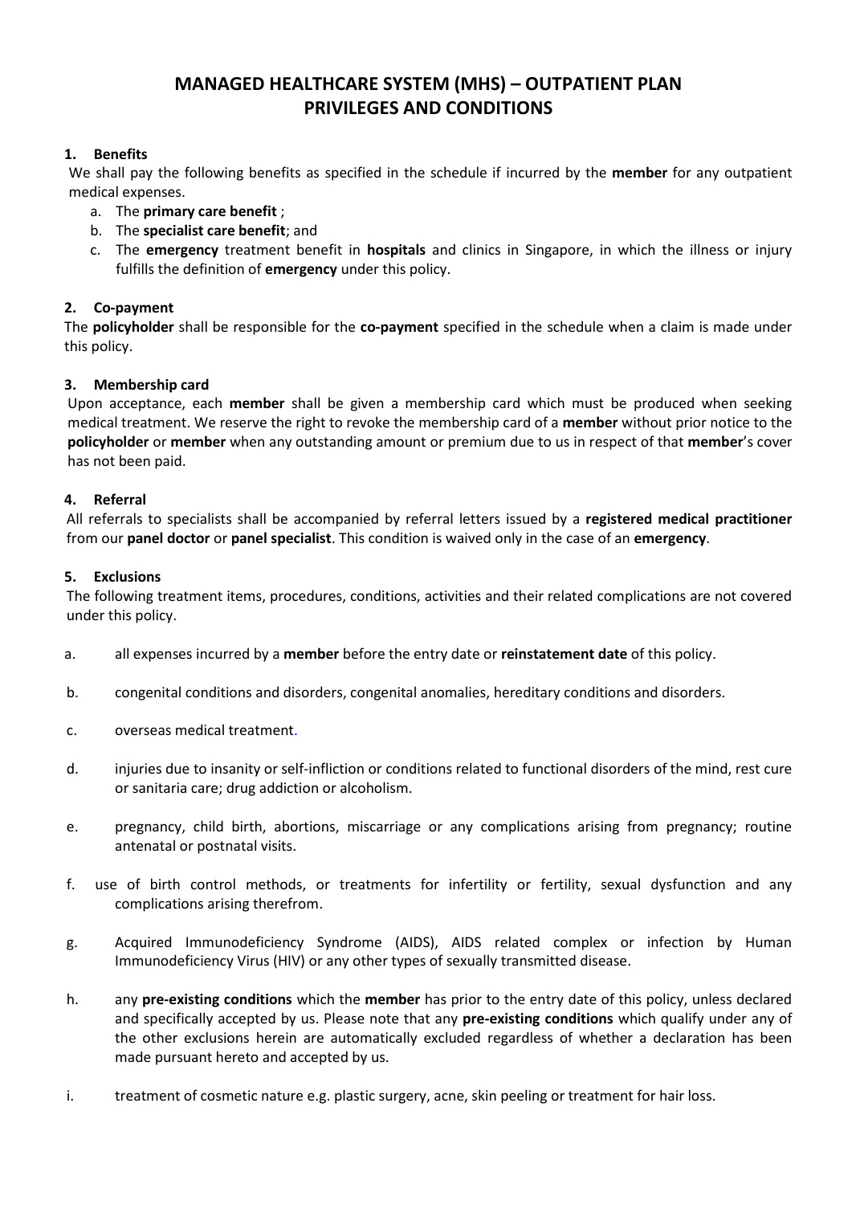# MANAGED HEALTHCARE SYSTEM (MHS) – OUTPATIENT PLAN PRIVILEGES AND CONDITIONS

## 1. Benefits

We shall pay the following benefits as specified in the schedule if incurred by the **member** for any outpatient medical expenses.

a. The **primary care benefit** ;
b. The **specialist care benefit**; and
c. The **emergency** treatment benefit in **hospitals** and clinics in Singapore, in which the illness or injury fulfills the definition of **emergency** under this policy.

## 2. Co-payment

The **policyholder** shall be responsible for the **co-payment** specified in the schedule when a claim is made under this policy.

## 3. Membership card

Upon acceptance, each **member** shall be given a membership card which must be produced when seeking medical treatment. We reserve the right to revoke the membership card of a **member** without prior notice to the **policyholder** or **member** when any outstanding amount or premium due to us in respect of that **member**'s cover has not been paid.

## 4. Referral

All referrals to specialists shall be accompanied by referral letters issued by a **registered medical practitioner** from our **panel doctor** or **panel specialist**. This condition is waived only in the case of an **emergency**.

## 5. Exclusions

The following treatment items, procedures, conditions, activities and their related complications are not covered under this policy.

a. all expenses incurred by a **member** before the entry date or **reinstatement date** of this policy.

b. congenital conditions and disorders, congenital anomalies, hereditary conditions and disorders.

c. overseas medical treatment.

d. injuries due to insanity or self-infliction or conditions related to functional disorders of the mind, rest cure or sanitaria care; drug addiction or alcoholism.

e. pregnancy, child birth, abortions, miscarriage or any complications arising from pregnancy; routine antenatal or postnatal visits.

f. use of birth control methods, or treatments for infertility or fertility, sexual dysfunction and any complications arising therefrom.

g. Acquired Immunodeficiency Syndrome (AIDS), AIDS related complex or infection by Human Immunodeficiency Virus (HIV) or any other types of sexually transmitted disease.

h. any **pre-existing conditions** which the **member** has prior to the entry date of this policy, unless declared and specifically accepted by us. Please note that any **pre-existing conditions** which qualify under any of the other exclusions herein are automatically excluded regardless of whether a declaration has been made pursuant hereto and accepted by us.

i. treatment of cosmetic nature e.g. plastic surgery, acne, skin peeling or treatment for hair loss.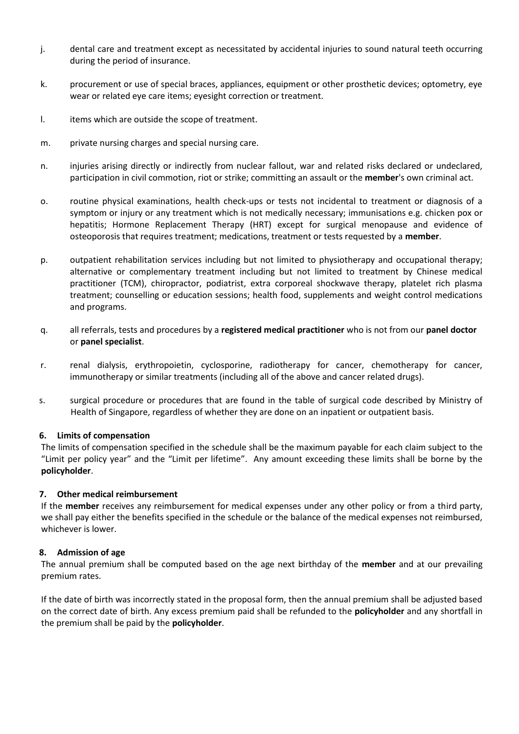j. dental care and treatment except as necessitated by accidental injuries to sound natural teeth occurring during the period of insurance.

k. procurement or use of special braces, appliances, equipment or other prosthetic devices; optometry, eye wear or related eye care items; eyesight correction or treatment.

l. items which are outside the scope of treatment.

m. private nursing charges and special nursing care.

n. injuries arising directly or indirectly from nuclear fallout, war and related risks declared or undeclared, participation in civil commotion, riot or strike; committing an assault or the **member**'s own criminal act.

o. routine physical examinations, health check-ups or tests not incidental to treatment or diagnosis of a symptom or injury or any treatment which is not medically necessary; immunisations e.g. chicken pox or hepatitis; Hormone Replacement Therapy (HRT) except for surgical menopause and evidence of osteoporosis that requires treatment; medications, treatment or tests requested by a **member**.

p. outpatient rehabilitation services including but not limited to physiotherapy and occupational therapy; alternative or complementary treatment including but not limited to treatment by Chinese medical practitioner (TCM), chiropractor, podiatrist, extra corporeal shockwave therapy, platelet rich plasma treatment; counselling or education sessions; health food, supplements and weight control medications and programs.

q. all referrals, tests and procedures by a **registered medical practitioner** who is not from our **panel doctor** or **panel specialist**.

r. renal dialysis, erythropoietin, cyclosporine, radiotherapy for cancer, chemotherapy for cancer, immunotherapy or similar treatments (including all of the above and cancer related drugs).

s. surgical procedure or procedures that are found in the table of surgical code described by Ministry of Health of Singapore, regardless of whether they are done on an inpatient or outpatient basis.

**6. Limits of compensation**

The limits of compensation specified in the schedule shall be the maximum payable for each claim subject to the "Limit per policy year" and the "Limit per lifetime". Any amount exceeding these limits shall be borne by the **policyholder**.

**7. Other medical reimbursement**

If the **member** receives any reimbursement for medical expenses under any other policy or from a third party, we shall pay either the benefits specified in the schedule or the balance of the medical expenses not reimbursed, whichever is lower.

**8. Admission of age**

The annual premium shall be computed based on the age next birthday of the **member** and at our prevailing premium rates.

If the date of birth was incorrectly stated in the proposal form, then the annual premium shall be adjusted based on the correct date of birth. Any excess premium paid shall be refunded to the **policyholder** and any shortfall in the premium shall be paid by the **policyholder**.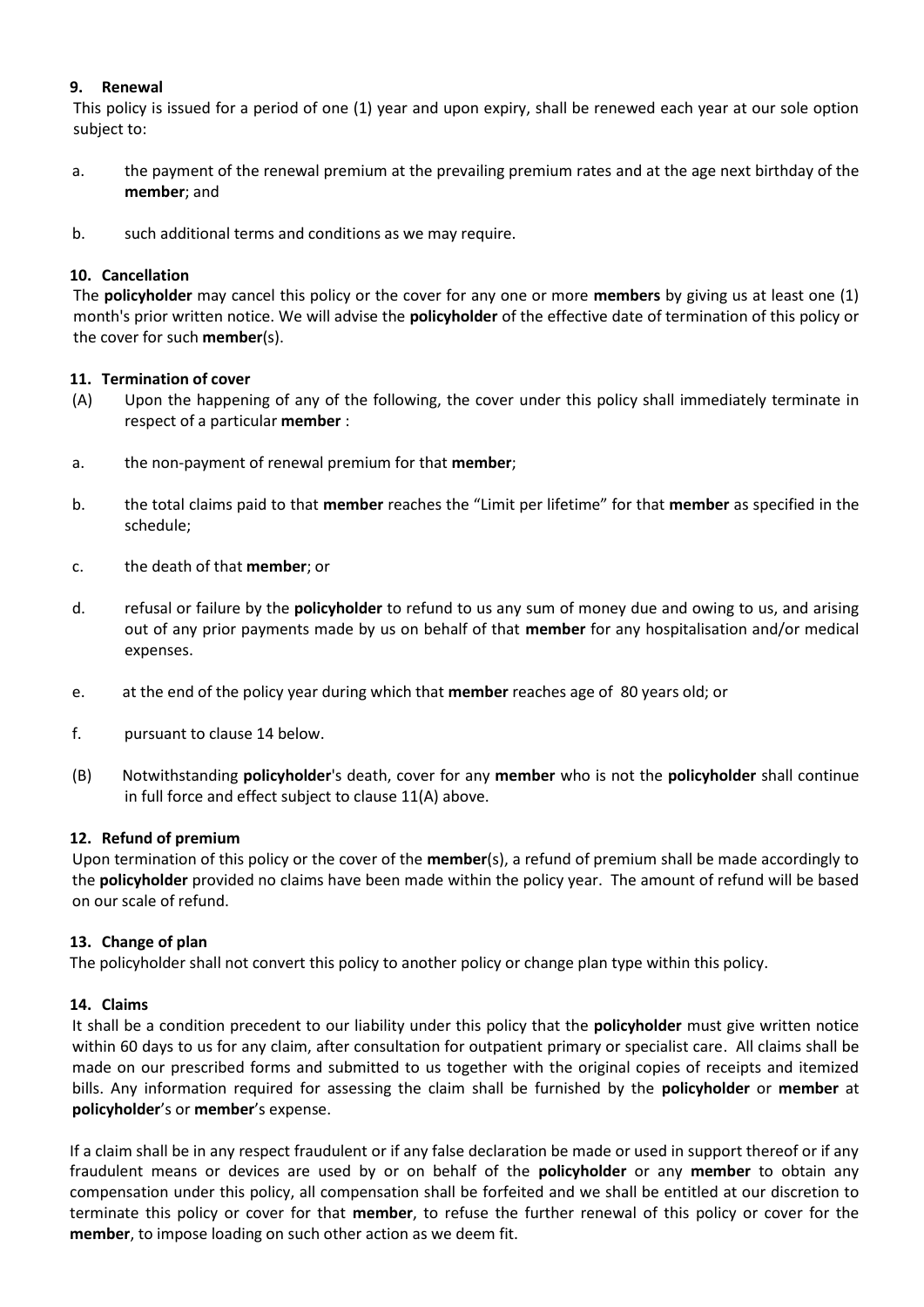### 9. Renewal

This policy is issued for a period of one (1) year and upon expiry, shall be renewed each year at our sole option subject to:

a. the payment of the renewal premium at the prevailing premium rates and at the age next birthday of the **member**; and

b. such additional terms and conditions as we may require.

### 10. Cancellation

The **policyholder** may cancel this policy or the cover for any one or more **members** by giving us at least one (1) month's prior written notice. We will advise the **policyholder** of the effective date of termination of this policy or the cover for such **member**(s).

### 11. Termination of cover

(A) Upon the happening of any of the following, the cover under this policy shall immediately terminate in respect of a particular **member** :

a. the non-payment of renewal premium for that **member**;

b. the total claims paid to that **member** reaches the "Limit per lifetime" for that **member** as specified in the schedule;

c. the death of that **member**; or

d. refusal or failure by the **policyholder** to refund to us any sum of money due and owing to us, and arising out of any prior payments made by us on behalf of that **member** for any hospitalisation and/or medical expenses.

e. at the end of the policy year during which that **member** reaches age of 80 years old; or

f. pursuant to clause 14 below.

(B) Notwithstanding **policyholder**'s death, cover for any **member** who is not the **policyholder** shall continue in full force and effect subject to clause 11(A) above.

### 12. Refund of premium

Upon termination of this policy or the cover of the **member**(s), a refund of premium shall be made accordingly to the **policyholder** provided no claims have been made within the policy year. The amount of refund will be based on our scale of refund.

### 13. Change of plan

The policyholder shall not convert this policy to another policy or change plan type within this policy.

### 14. Claims

It shall be a condition precedent to our liability under this policy that the **policyholder** must give written notice within 60 days to us for any claim, after consultation for outpatient primary or specialist care. All claims shall be made on our prescribed forms and submitted to us together with the original copies of receipts and itemized bills. Any information required for assessing the claim shall be furnished by the **policyholder** or **member** at **policyholder**'s or **member**'s expense.

If a claim shall be in any respect fraudulent or if any false declaration be made or used in support thereof or if any fraudulent means or devices are used by or on behalf of the **policyholder** or any **member** to obtain any compensation under this policy, all compensation shall be forfeited and we shall be entitled at our discretion to terminate this policy or cover for that **member**, to refuse the further renewal of this policy or cover for the **member**, to impose loading on such other action as we deem fit.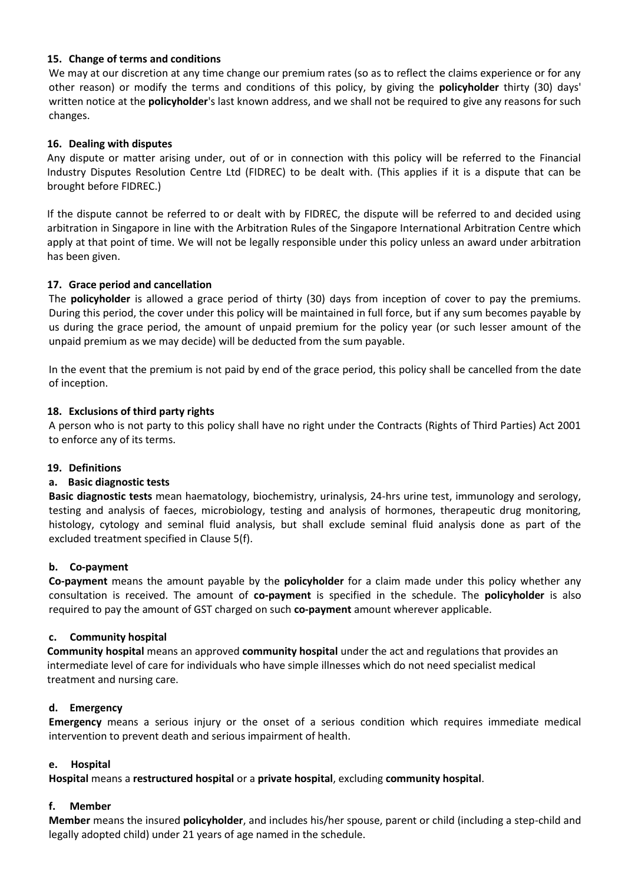### 15. Change of terms and conditions

We may at our discretion at any time change our premium rates (so as to reflect the claims experience or for any other reason) or modify the terms and conditions of this policy, by giving the **policyholder** thirty (30) days' written notice at the **policyholder**'s last known address, and we shall not be required to give any reasons for such changes.

### 16. Dealing with disputes

Any dispute or matter arising under, out of or in connection with this policy will be referred to the Financial Industry Disputes Resolution Centre Ltd (FIDREC) to be dealt with. (This applies if it is a dispute that can be brought before FIDREC.)

If the dispute cannot be referred to or dealt with by FIDREC, the dispute will be referred to and decided using arbitration in Singapore in line with the Arbitration Rules of the Singapore International Arbitration Centre which apply at that point of time. We will not be legally responsible under this policy unless an award under arbitration has been given.

### 17. Grace period and cancellation

The **policyholder** is allowed a grace period of thirty (30) days from inception of cover to pay the premiums. During this period, the cover under this policy will be maintained in full force, but if any sum becomes payable by us during the grace period, the amount of unpaid premium for the policy year (or such lesser amount of the unpaid premium as we may decide) will be deducted from the sum payable.

In the event that the premium is not paid by end of the grace period, this policy shall be cancelled from the date of inception.

### 18. Exclusions of third party rights

A person who is not party to this policy shall have no right under the Contracts (Rights of Third Parties) Act 2001 to enforce any of its terms.

### 19. Definitions

#### a. Basic diagnostic tests

**Basic diagnostic tests** mean haematology, biochemistry, urinalysis, 24-hrs urine test, immunology and serology, testing and analysis of faeces, microbiology, testing and analysis of hormones, therapeutic drug monitoring, histology, cytology and seminal fluid analysis, but shall exclude seminal fluid analysis done as part of the excluded treatment specified in Clause 5(f).

#### b. Co-payment

**Co-payment** means the amount payable by the **policyholder** for a claim made under this policy whether any consultation is received. The amount of **co-payment** is specified in the schedule. The **policyholder** is also required to pay the amount of GST charged on such **co-payment** amount wherever applicable.

#### c. Community hospital

**Community hospital** means an approved **community hospital** under the act and regulations that provides an intermediate level of care for individuals who have simple illnesses which do not need specialist medical treatment and nursing care.

#### d. Emergency

**Emergency** means a serious injury or the onset of a serious condition which requires immediate medical intervention to prevent death and serious impairment of health.

#### e. Hospital

**Hospital** means a **restructured hospital** or a **private hospital**, excluding **community hospital**.

#### f. Member

**Member** means the insured **policyholder**, and includes his/her spouse, parent or child (including a step-child and legally adopted child) under 21 years of age named in the schedule.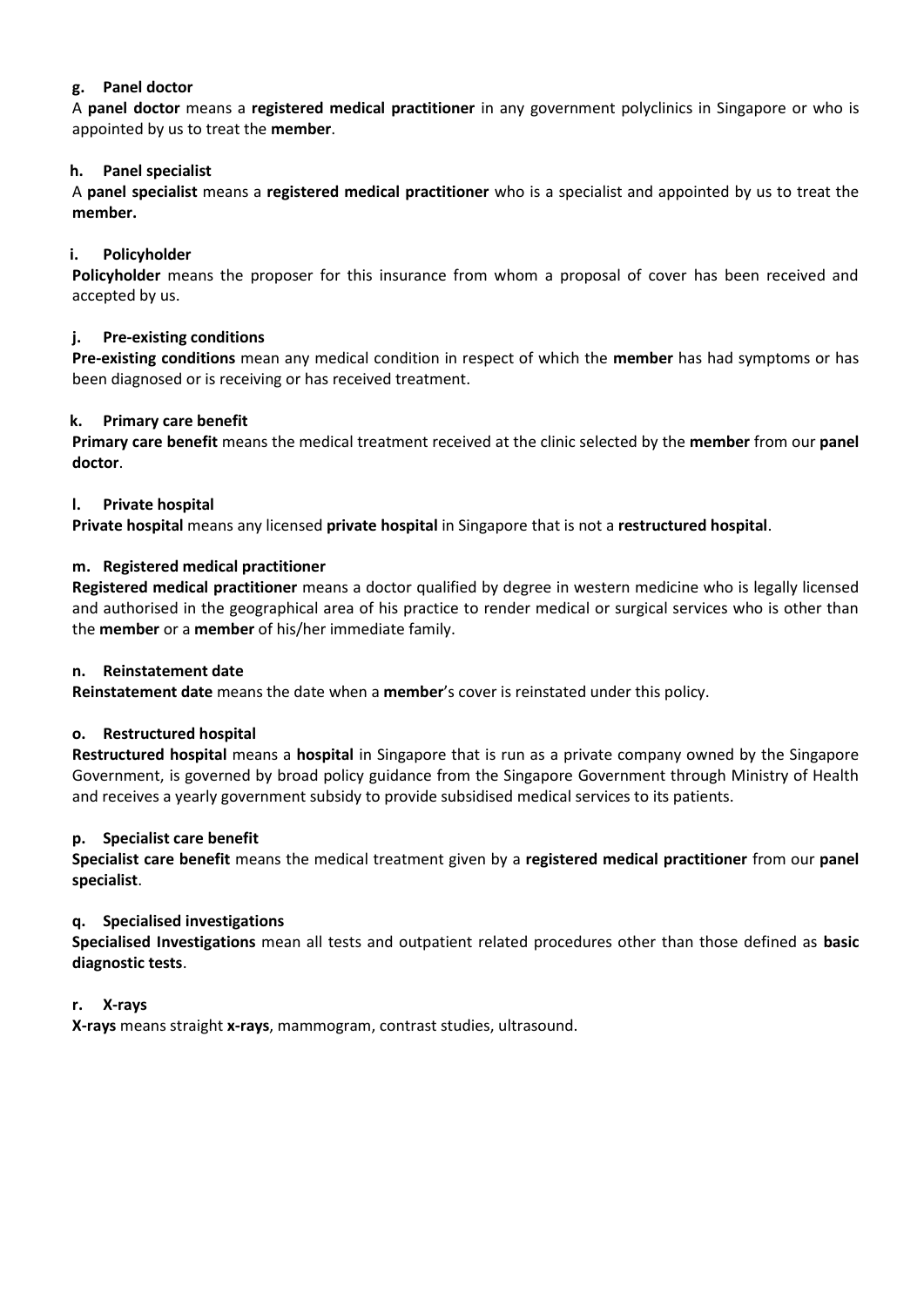**g. Panel doctor**

A **panel doctor** means a **registered medical practitioner** in any government polyclinics in Singapore or who is appointed by us to treat the **member**.

**h. Panel specialist**

A **panel specialist** means a **registered medical practitioner** who is a specialist and appointed by us to treat the **member.**

**i. Policyholder**

**Policyholder** means the proposer for this insurance from whom a proposal of cover has been received and accepted by us.

**j. Pre-existing conditions**

**Pre-existing conditions** mean any medical condition in respect of which the **member** has had symptoms or has been diagnosed or is receiving or has received treatment.

**k. Primary care benefit**

**Primary care benefit** means the medical treatment received at the clinic selected by the **member** from our **panel doctor**.

**l. Private hospital**

**Private hospital** means any licensed **private hospital** in Singapore that is not a **restructured hospital**.

**m. Registered medical practitioner**

**Registered medical practitioner** means a doctor qualified by degree in western medicine who is legally licensed and authorised in the geographical area of his practice to render medical or surgical services who is other than the **member** or a **member** of his/her immediate family.

**n. Reinstatement date**

**Reinstatement date** means the date when a **member**'s cover is reinstated under this policy.

**o. Restructured hospital**

**Restructured hospital** means a **hospital** in Singapore that is run as a private company owned by the Singapore Government, is governed by broad policy guidance from the Singapore Government through Ministry of Health and receives a yearly government subsidy to provide subsidised medical services to its patients.

**p. Specialist care benefit**

**Specialist care benefit** means the medical treatment given by a **registered medical practitioner** from our **panel specialist**.

**q. Specialised investigations**

**Specialised Investigations** mean all tests and outpatient related procedures other than those defined as **basic diagnostic tests**.

**r. X-rays**

**X-rays** means straight **x-rays**, mammogram, contrast studies, ultrasound.